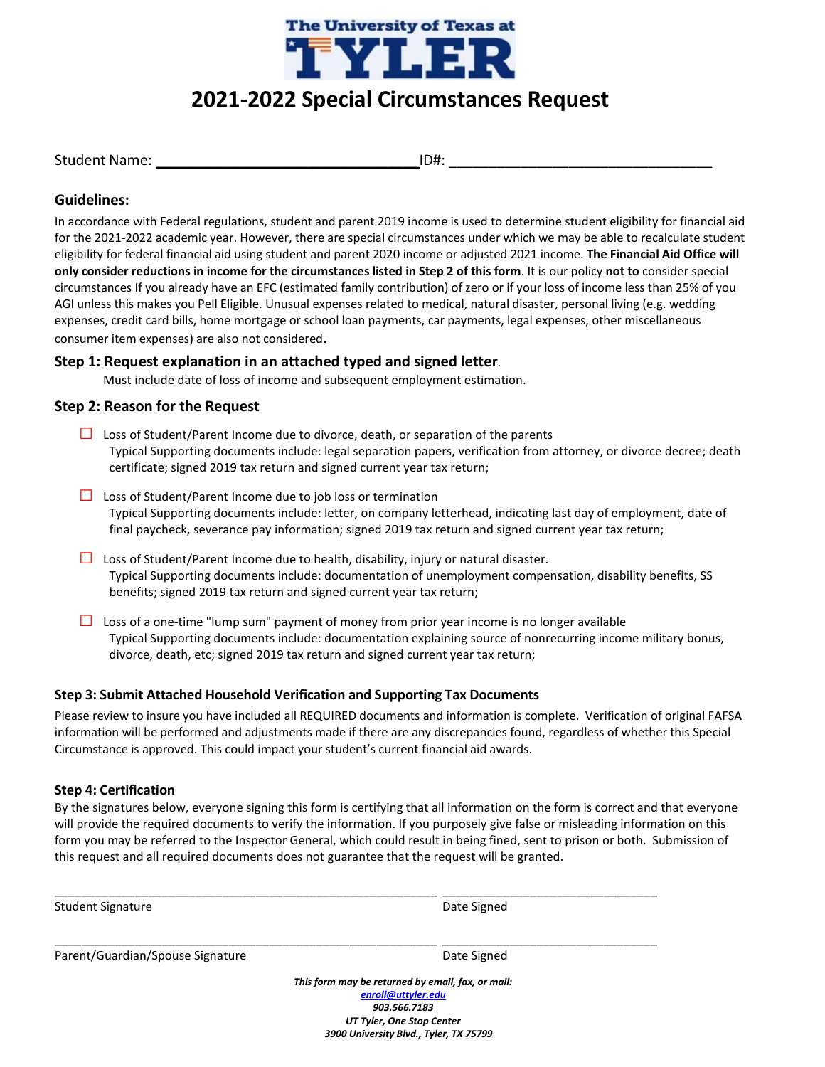The University of Texas at TYLER

# 2021-2022 Special Circumstances Request

Student Name: ________________________________ ID#: ________________________________

## Guidelines:

In accordance with Federal regulations, student and parent 2019 income is used to determine student eligibility for financial aid for the 2021-2022 academic year. However, there are special circumstances under which we may be able to recalculate student eligibility for federal financial aid using student and parent 2020 income or adjusted 2021 income. **The Financial Aid Office will only consider reductions in income for the circumstances listed in Step 2 of this form**. It is our policy **not to** consider special circumstances If you already have an EFC (estimated family contribution) of zero or if your loss of income less than 25% of you AGI unless this makes you Pell Eligible. Unusual expenses related to medical, natural disaster, personal living (e.g. wedding expenses, credit card bills, home mortgage or school loan payments, car payments, legal expenses, other miscellaneous consumer item expenses) are also not considered.

## Step 1: Request explanation in an attached typed and signed letter.

Must include date of loss of income and subsequent employment estimation.

## Step 2: Reason for the Request

- ☐ Loss of Student/Parent Income due to divorce, death, or separation of the parents
  Typical Supporting documents include: legal separation papers, verification from attorney, or divorce decree; death certificate; signed 2019 tax return and signed current year tax return;

- ☐ Loss of Student/Parent Income due to job loss or termination
  Typical Supporting documents include: letter, on company letterhead, indicating last day of employment, date of final paycheck, severance pay information; signed 2019 tax return and signed current year tax return;

- ☐ Loss of Student/Parent Income due to health, disability, injury or natural disaster.
  Typical Supporting documents include: documentation of unemployment compensation, disability benefits, SS benefits; signed 2019 tax return and signed current year tax return;

- ☐ Loss of a one-time "lump sum" payment of money from prior year income is no longer available
  Typical Supporting documents include: documentation explaining source of nonrecurring income military bonus, divorce, death, etc; signed 2019 tax return and signed current year tax return;

### Step 3: Submit Attached Household Verification and Supporting Tax Documents

Please review to insure you have included all REQUIRED documents and information is complete. Verification of original FAFSA information will be performed and adjustments made if there are any discrepancies found, regardless of whether this Special Circumstance is approved. This could impact your student's current financial aid awards.

### Step 4: Certification

By the signatures below, everyone signing this form is certifying that all information on the form is correct and that everyone will provide the required documents to verify the information. If you purposely give false or misleading information on this form you may be referred to the Inspector General, which could result in being fined, sent to prison or both. Submission of this request and all required documents does not guarantee that the request will be granted.

________________________________________________________ ________________________________

Student Signature Date Signed

________________________________________________________ ________________________________

Parent/Guardian/Spouse Signature Date Signed

***This form may be returned by email, fax, or mail:***
***enroll@uttyler.edu***
***903.566.7183***
***UT Tyler, One Stop Center***
***3900 University Blvd., Tyler, TX 75799***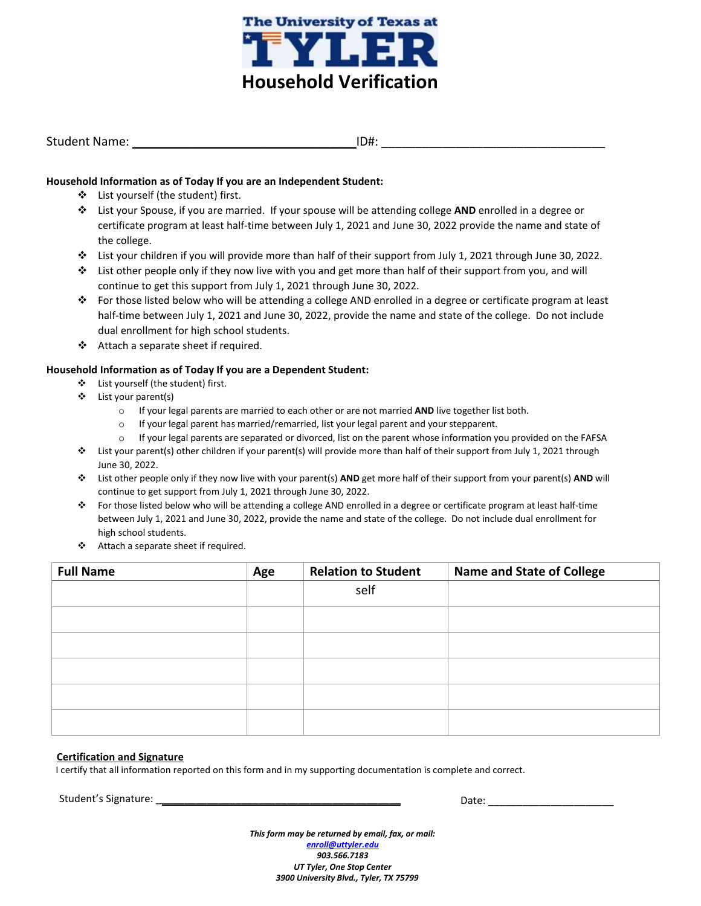# The University of Texas at TYLER

## Household Verification

Student Name: ______________________________ ID#: ______________________________

**Household Information as of Today If you are an Independent Student:**

- List yourself (the student) first.
- List your Spouse, if you are married. If your spouse will be attending college **AND** enrolled in a degree or certificate program at least half-time between July 1, 2021 and June 30, 2022 provide the name and state of the college.
- List your children if you will provide more than half of their support from July 1, 2021 through June 30, 2022.
- List other people only if they now live with you and get more than half of their support from you, and will continue to get this support from July 1, 2021 through June 30, 2022.
- For those listed below who will be attending a college AND enrolled in a degree or certificate program at least half-time between July 1, 2021 and June 30, 2022, provide the name and state of the college. Do not include dual enrollment for high school students.
- Attach a separate sheet if required.

**Household Information as of Today If you are a Dependent Student:**

- List yourself (the student) first.
- List your parent(s)
  - If your legal parents are married to each other or are not married **AND** live together list both.
  - If your legal parent has married/remarried, list your legal parent and your stepparent.
  - If your legal parents are separated or divorced, list on the parent whose information you provided on the FAFSA
- List your parent(s) other children if your parent(s) will provide more than half of their support from July 1, 2021 through June 30, 2022.
- List other people only if they now live with your parent(s) **AND** get more half of their support from your parent(s) **AND** will continue to get support from July 1, 2021 through June 30, 2022.
- For those listed below who will be attending a college AND enrolled in a degree or certificate program at least half-time between July 1, 2021 and June 30, 2022, provide the name and state of the college. Do not include dual enrollment for high school students.
- Attach a separate sheet if required.

| Full Name | Age | Relation to Student | Name and State of College |
|---|---|---|---|
| | | self | |
| | | | |
| | | | |
| | | | |
| | | | |
| | | | |

**Certification and Signature**

I certify that all information reported on this form and in my supporting documentation is complete and correct.

Student's Signature: ______________________________ Date: ______________________

***This form may be returned by email, fax, or mail:***
***enroll@uttyler.edu***
***903.566.7183***
***UT Tyler, One Stop Center***
***3900 University Blvd., Tyler, TX 75799***